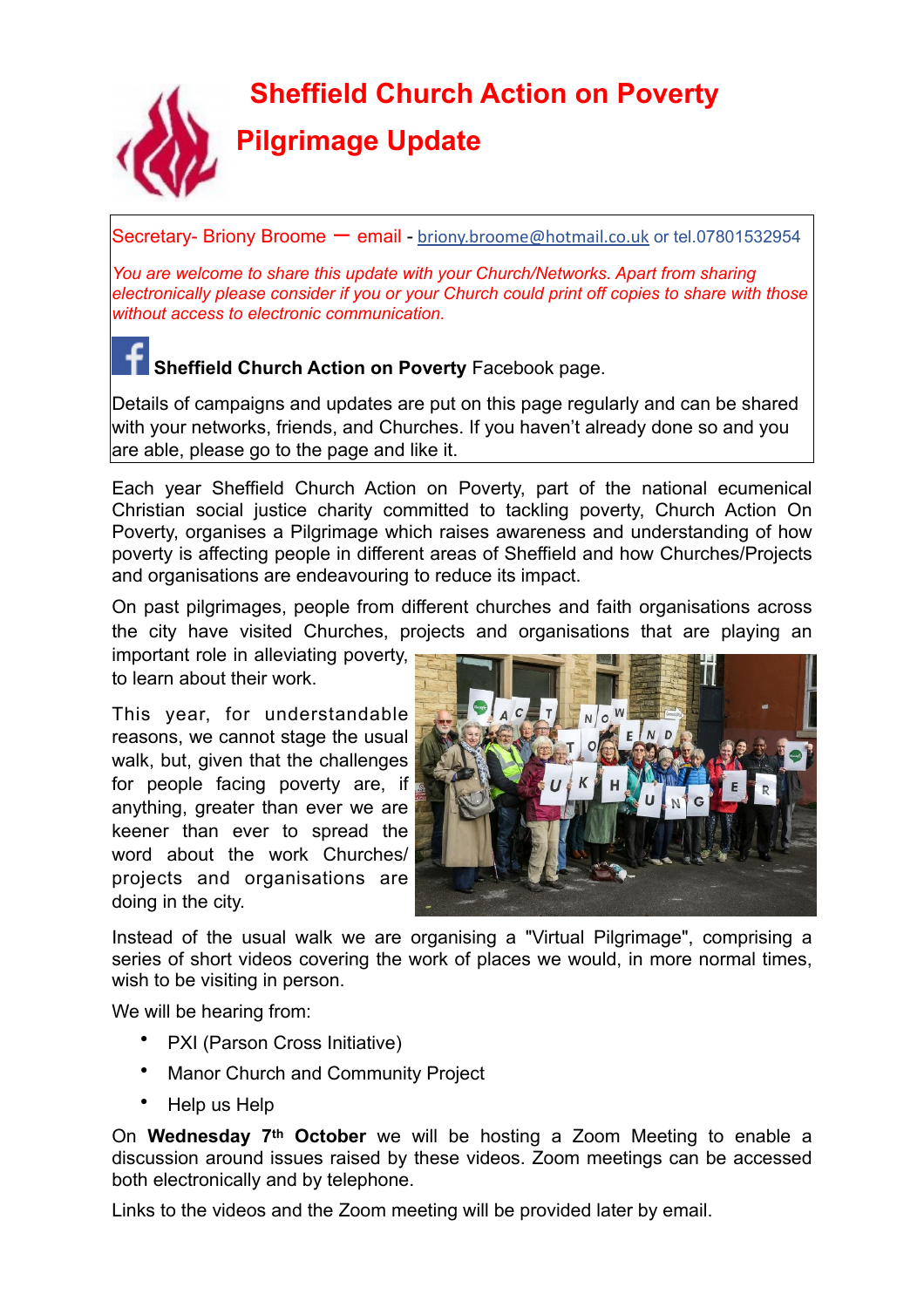# Sheffield Church Action on Poverty

## Pilgrimage Update

Secretary- Briony Broome – email - briony.broome@hotmail.co.uk or tel.07801532954

*You are welcome to share this update with your Church/Networks. Apart from sharing electronically please consider if you or your Church could print off copies to share with those without access to electronic communication.*

**Sheffield Church Action on Poverty** Facebook page.

Details of campaigns and updates are put on this page regularly and can be shared with your networks, friends, and Churches. If you haven't already done so and you are able, please go to the page and like it.

Each year Sheffield Church Action on Poverty, part of the national ecumenical Christian social justice charity committed to tackling poverty, Church Action On Poverty, organises a Pilgrimage which raises awareness and understanding of how poverty is affecting people in different areas of Sheffield and how Churches/Projects and organisations are endeavouring to reduce its impact.

On past pilgrimages, people from different churches and faith organisations across the city have visited Churches, projects and organisations that are playing an important role in alleviating poverty, to learn about their work.

This year, for understandable reasons, we cannot stage the usual walk, but, given that the challenges for people facing poverty are, if anything, greater than ever we are keener than ever to spread the word about the work Churches/ projects and organisations are doing in the city.

Instead of the usual walk we are organising a "Virtual Pilgrimage", comprising a series of short videos covering the work of places we would, in more normal times, wish to be visiting in person.

We will be hearing from:

- PXI (Parson Cross Initiative)
- Manor Church and Community Project
- Help us Help

On **Wednesday 7th October** we will be hosting a Zoom Meeting to enable a discussion around issues raised by these videos. Zoom meetings can be accessed both electronically and by telephone.

Links to the videos and the Zoom meeting will be provided later by email.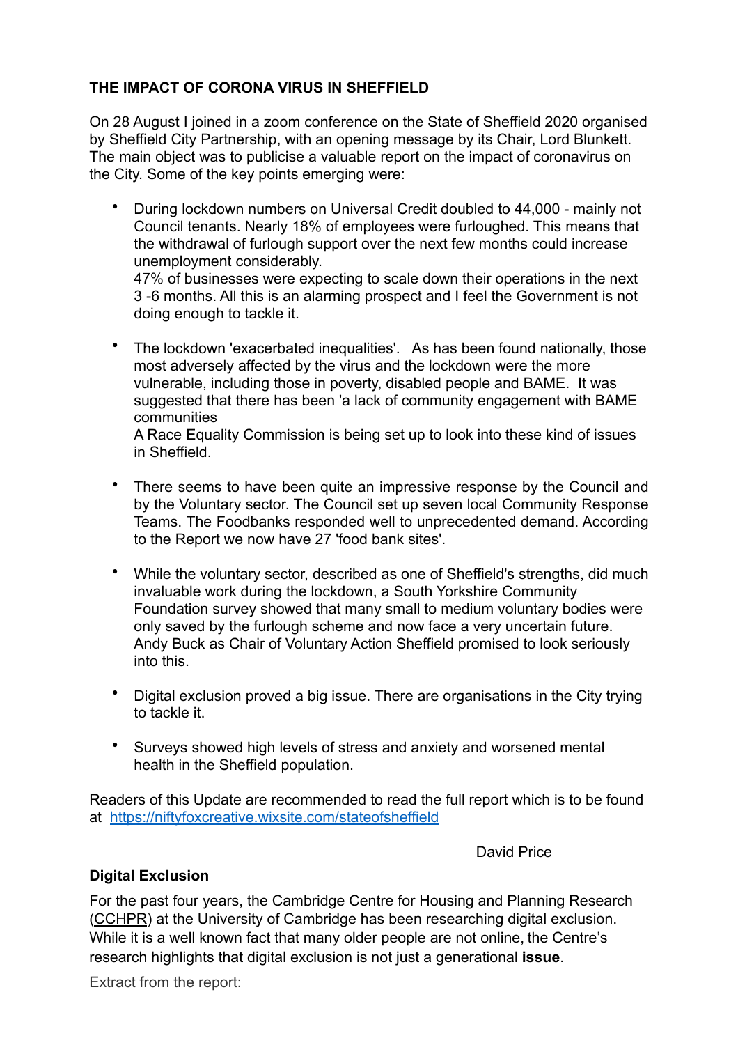**THE IMPACT OF CORONA VIRUS IN SHEFFIELD**

On 28 August I joined in a zoom conference on the State of Sheffield 2020 organised by Sheffield City Partnership, with an opening message by its Chair, Lord Blunkett. The main object was to publicise a valuable report on the impact of coronavirus on the City. Some of the key points emerging were:

- During lockdown numbers on Universal Credit doubled to 44,000 - mainly not Council tenants. Nearly 18% of employees were furloughed. This means that the withdrawal of furlough support over the next few months could increase unemployment considerably.
  47% of businesses were expecting to scale down their operations in the next 3 -6 months. All this is an alarming prospect and I feel the Government is not doing enough to tackle it.

- The lockdown 'exacerbated inequalities'. As has been found nationally, those most adversely affected by the virus and the lockdown were the more vulnerable, including those in poverty, disabled people and BAME. It was suggested that there has been 'a lack of community engagement with BAME communities
  A Race Equality Commission is being set up to look into these kind of issues in Sheffield.

- There seems to have been quite an impressive response by the Council and by the Voluntary sector. The Council set up seven local Community Response Teams. The Foodbanks responded well to unprecedented demand. According to the Report we now have 27 'food bank sites'.

- While the voluntary sector, described as one of Sheffield's strengths, did much invaluable work during the lockdown, a South Yorkshire Community Foundation survey showed that many small to medium voluntary bodies were only saved by the furlough scheme and now face a very uncertain future. Andy Buck as Chair of Voluntary Action Sheffield promised to look seriously into this.

- Digital exclusion proved a big issue. There are organisations in the City trying to tackle it.

- Surveys showed high levels of stress and anxiety and worsened mental health in the Sheffield population.

Readers of this Update are recommended to read the full report which is to be found at [https://niftyfoxcreative.wixsite.com/stateofsheffield](https://niftyfoxcreative.wixsite.com/stateofsheffield)

David Price

**Digital Exclusion**

For the past four years, the Cambridge Centre for Housing and Planning Research (CCHPR) at the University of Cambridge has been researching digital exclusion. While it is a well known fact that many older people are not online, the Centre's research highlights that digital exclusion is not just a generational **issue**.

Extract from the report: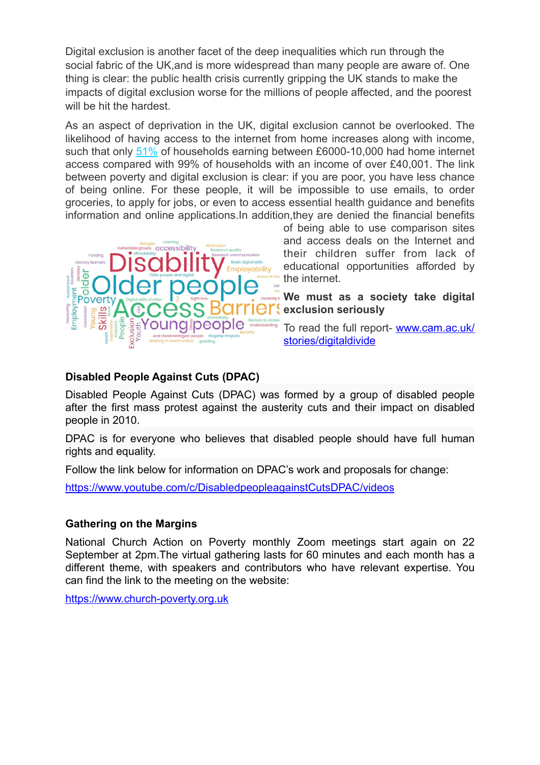Digital exclusion is another facet of the deep inequalities which run through the social fabric of the UK,and is more widespread than many people are aware of. One thing is clear: the public health crisis currently gripping the UK stands to make the impacts of digital exclusion worse for the millions of people affected, and the poorest will be hit the hardest.

As an aspect of deprivation in the UK, digital exclusion cannot be overlooked. The likelihood of having access to the internet from home increases along with income, such that only [51%]() of households earning between £6000-10,000 had home internet access compared with 99% of households with an income of over £40,001. The link between poverty and digital exclusion is clear: if you are poor, you have less chance of being online. For these people, it will be impossible to use emails, to order groceries, to apply for jobs, or even to access essential health guidance and benefits information and online applications.In addition,they are denied the financial benefits of being able to use comparison sites and access deals on the Internet and their children suffer from lack of educational opportunities afforded by the internet.

**We must as a society take digital exclusion seriously**

To read the full report- [www.cam.ac.uk/stories/digitaldivide](www.cam.ac.uk/stories/digitaldivide)

### Disabled People Against Cuts (DPAC)

Disabled People Against Cuts (DPAC) was formed by a group of disabled people after the first mass protest against the austerity cuts and their impact on disabled people in 2010.

DPAC is for everyone who believes that disabled people should have full human rights and equality.

Follow the link below for information on DPAC's work and proposals for change:

[https://www.youtube.com/c/DisabledpeopleagainstCutsDPAC/videos](https://www.youtube.com/c/DisabledpeopleagainstCutsDPAC/videos)

### Gathering on the Margins

National Church Action on Poverty monthly Zoom meetings start again on 22 September at 2pm.The virtual gathering lasts for 60 minutes and each month has a different theme, with speakers and contributors who have relevant expertise. You can find the link to the meeting on the website:

[https://www.church-poverty.org.uk](https://www.church-poverty.org.uk)